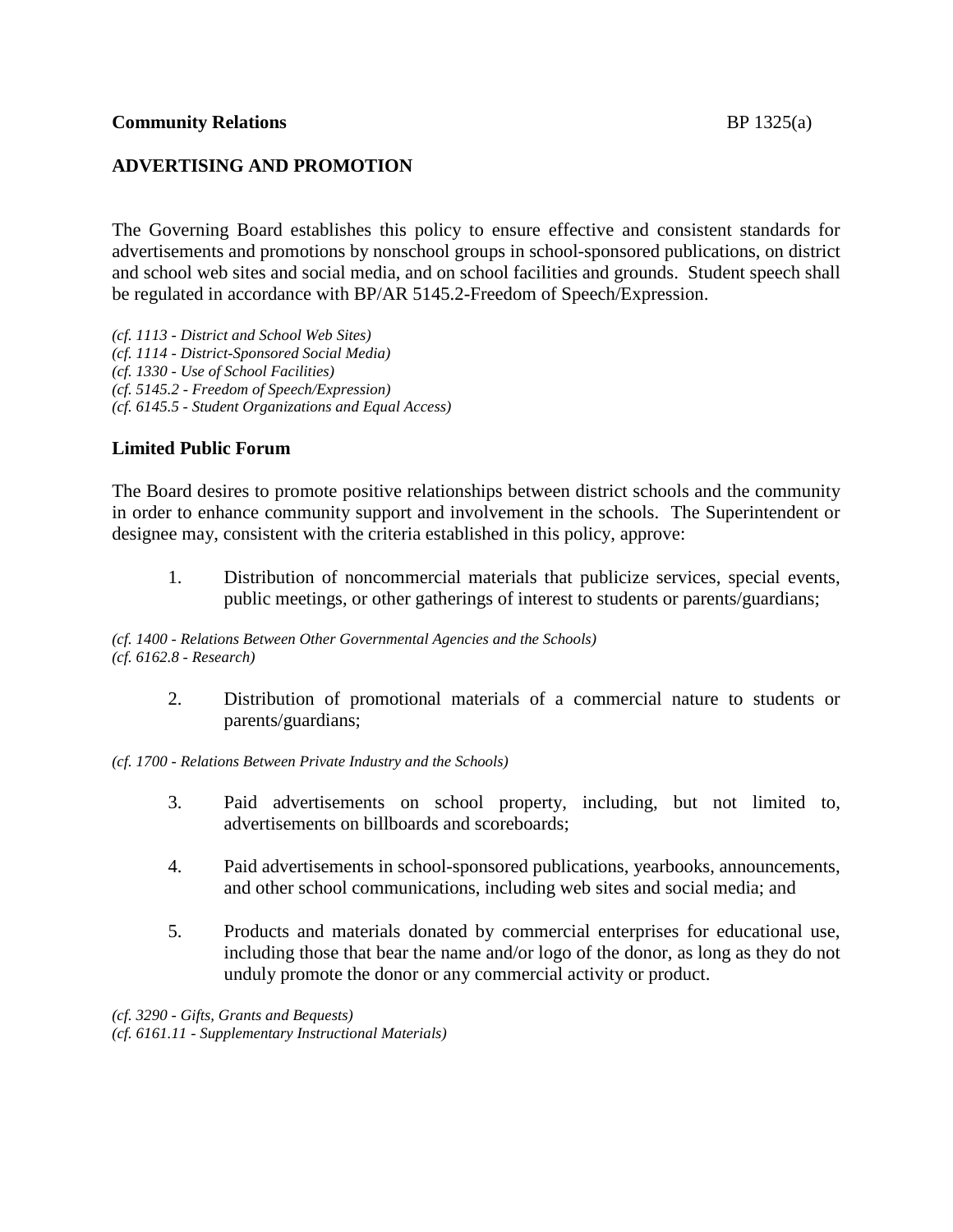**Community Relations**

# ADVERTISING AND PROMOTION

The Governing Board establishes this policy to ensure effective and consistent standards for advertisements and promotions by nonschool groups in school-sponsored publications, on district and school web sites and social media, and on school facilities and grounds. Student speech shall be regulated in accordance with BP/AR 5145.2-Freedom of Speech/Expression.

*(cf. 1113 - District and School Web Sites)*
*(cf. 1114 - District-Sponsored Social Media)*
*(cf. 1330 - Use of School Facilities)*
*(cf. 5145.2 - Freedom of Speech/Expression)*
*(cf. 6145.5 - Student Organizations and Equal Access)*

## Limited Public Forum

The Board desires to promote positive relationships between district schools and the community in order to enhance community support and involvement in the schools. The Superintendent or designee may, consistent with the criteria established in this policy, approve:

1. Distribution of noncommercial materials that publicize services, special events, public meetings, or other gatherings of interest to students or parents/guardians;

*(cf. 1400 - Relations Between Other Governmental Agencies and the Schools)*
*(cf. 6162.8 - Research)*

2. Distribution of promotional materials of a commercial nature to students or parents/guardians;

*(cf. 1700 - Relations Between Private Industry and the Schools)*

3. Paid advertisements on school property, including, but not limited to, advertisements on billboards and scoreboards;

4. Paid advertisements in school-sponsored publications, yearbooks, announcements, and other school communications, including web sites and social media; and

5. Products and materials donated by commercial enterprises for educational use, including those that bear the name and/or logo of the donor, as long as they do not unduly promote the donor or any commercial activity or product.

*(cf. 3290 - Gifts, Grants and Bequests)*
*(cf. 6161.11 - Supplementary Instructional Materials)*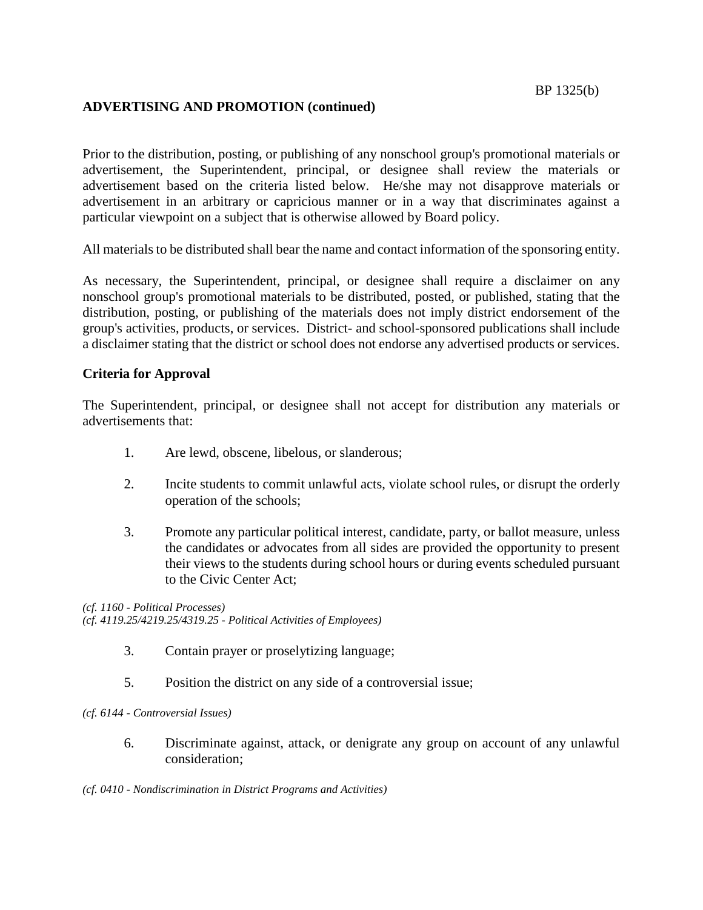**ADVERTISING AND PROMOTION (continued)**

Prior to the distribution, posting, or publishing of any nonschool group's promotional materials or advertisement, the Superintendent, principal, or designee shall review the materials or advertisement based on the criteria listed below. He/she may not disapprove materials or advertisement in an arbitrary or capricious manner or in a way that discriminates against a particular viewpoint on a subject that is otherwise allowed by Board policy.

All materials to be distributed shall bear the name and contact information of the sponsoring entity.

As necessary, the Superintendent, principal, or designee shall require a disclaimer on any nonschool group's promotional materials to be distributed, posted, or published, stating that the distribution, posting, or publishing of the materials does not imply district endorsement of the group's activities, products, or services. District- and school-sponsored publications shall include a disclaimer stating that the district or school does not endorse any advertised products or services.

**Criteria for Approval**

The Superintendent, principal, or designee shall not accept for distribution any materials or advertisements that:

1. Are lewd, obscene, libelous, or slanderous;

2. Incite students to commit unlawful acts, violate school rules, or disrupt the orderly operation of the schools;

3. Promote any particular political interest, candidate, party, or ballot measure, unless the candidates or advocates from all sides are provided the opportunity to present their views to the students during school hours or during events scheduled pursuant to the Civic Center Act;

*(cf. 1160 - Political Processes)*
*(cf. 4119.25/4219.25/4319.25 - Political Activities of Employees)*

3. Contain prayer or proselytizing language;

5. Position the district on any side of a controversial issue;

*(cf. 6144 - Controversial Issues)*

6. Discriminate against, attack, or denigrate any group on account of any unlawful consideration;

*(cf. 0410 - Nondiscrimination in District Programs and Activities)*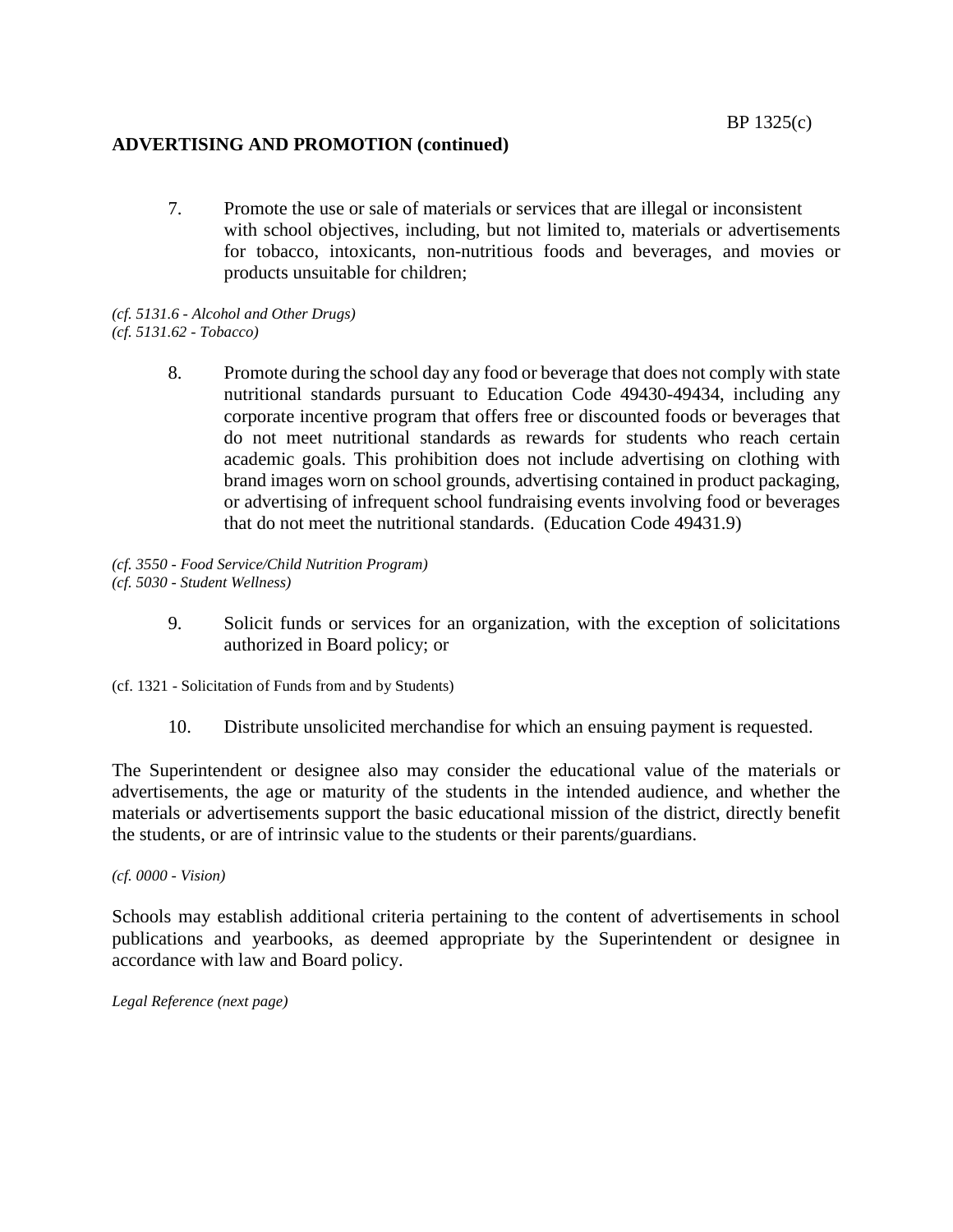## ADVERTISING AND PROMOTION (continued)

7. Promote the use or sale of materials or services that are illegal or inconsistent with school objectives, including, but not limited to, materials or advertisements for tobacco, intoxicants, non-nutritious foods and beverages, and movies or products unsuitable for children;

*(cf. 5131.6 - Alcohol and Other Drugs)*
*(cf. 5131.62 - Tobacco)*

8. Promote during the school day any food or beverage that does not comply with state nutritional standards pursuant to Education Code 49430-49434, including any corporate incentive program that offers free or discounted foods or beverages that do not meet nutritional standards as rewards for students who reach certain academic goals. This prohibition does not include advertising on clothing with brand images worn on school grounds, advertising contained in product packaging, or advertising of infrequent school fundraising events involving food or beverages that do not meet the nutritional standards. (Education Code 49431.9)

*(cf. 3550 - Food Service/Child Nutrition Program)*
*(cf. 5030 - Student Wellness)*

9. Solicit funds or services for an organization, with the exception of solicitations authorized in Board policy; or

(cf. 1321 - Solicitation of Funds from and by Students)

10. Distribute unsolicited merchandise for which an ensuing payment is requested.

The Superintendent or designee also may consider the educational value of the materials or advertisements, the age or maturity of the students in the intended audience, and whether the materials or advertisements support the basic educational mission of the district, directly benefit the students, or are of intrinsic value to the students or their parents/guardians.

*(cf. 0000 - Vision)*

Schools may establish additional criteria pertaining to the content of advertisements in school publications and yearbooks, as deemed appropriate by the Superintendent or designee in accordance with law and Board policy.

*Legal Reference (next page)*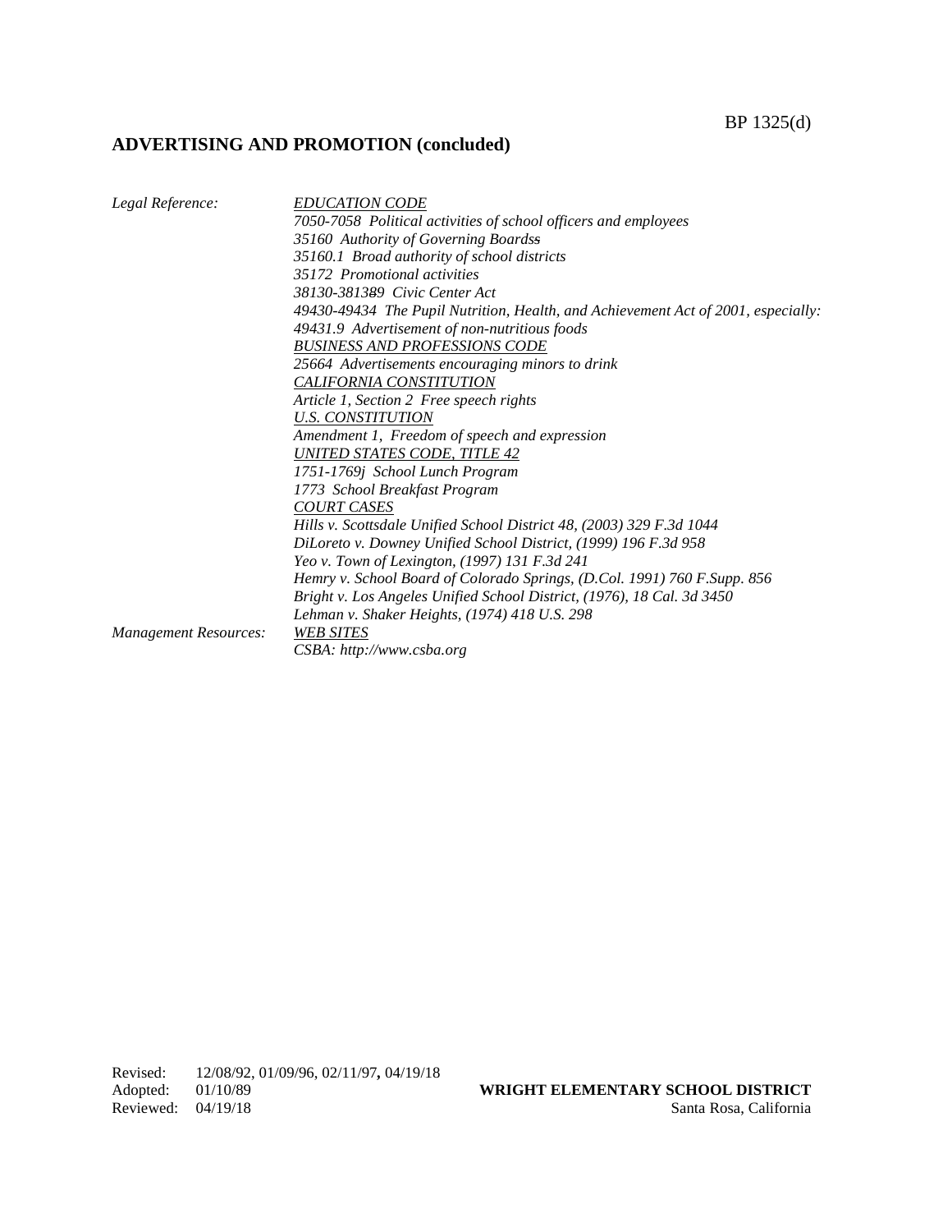**ADVERTISING AND PROMOTION (concluded)**

*Legal Reference:*

<u>*EDUCATION CODE*</u>

*7050-7058 Political activities of school officers and employees*
*35160 Authority of Governing Boardss*
*35160.1 Broad authority of school districts*
*35172 Promotional activities*
*38130-381389 Civic Center Act*
*49430-49434 The Pupil Nutrition, Health, and Achievement Act of 2001, especially:*
*49431.9 Advertisement of non-nutritious foods*

<u>*BUSINESS AND PROFESSIONS CODE*</u>

*25664 Advertisements encouraging minors to drink*

<u>*CALIFORNIA CONSTITUTION*</u>

*Article 1, Section 2 Free speech rights*

<u>*U.S. CONSTITUTION*</u>

*Amendment 1, Freedom of speech and expression*

<u>*UNITED STATES CODE, TITLE 42*</u>

*1751-1769j School Lunch Program*
*1773 School Breakfast Program*

<u>*COURT CASES*</u>

*Hills v. Scottsdale Unified School District 48, (2003) 329 F.3d 1044*
*DiLoreto v. Downey Unified School District, (1999) 196 F.3d 958*
*Yeo v. Town of Lexington, (1997) 131 F.3d 241*
*Hemry v. School Board of Colorado Springs, (D.Col. 1991) 760 F.Supp. 856*
*Bright v. Los Angeles Unified School District, (1976), 18 Cal. 3d 3450*
*Lehman v. Shaker Heights, (1974) 418 U.S. 298*

*Management Resources:*

<u>*WEB SITES*</u>

*CSBA: http://www.csba.org*

Revised: 12/08/92, 01/09/96, 02/11/97, 04/19/18
Adopted: 01/10/89
Reviewed: 04/19/18

**WRIGHT ELEMENTARY SCHOOL DISTRICT**
Santa Rosa, California